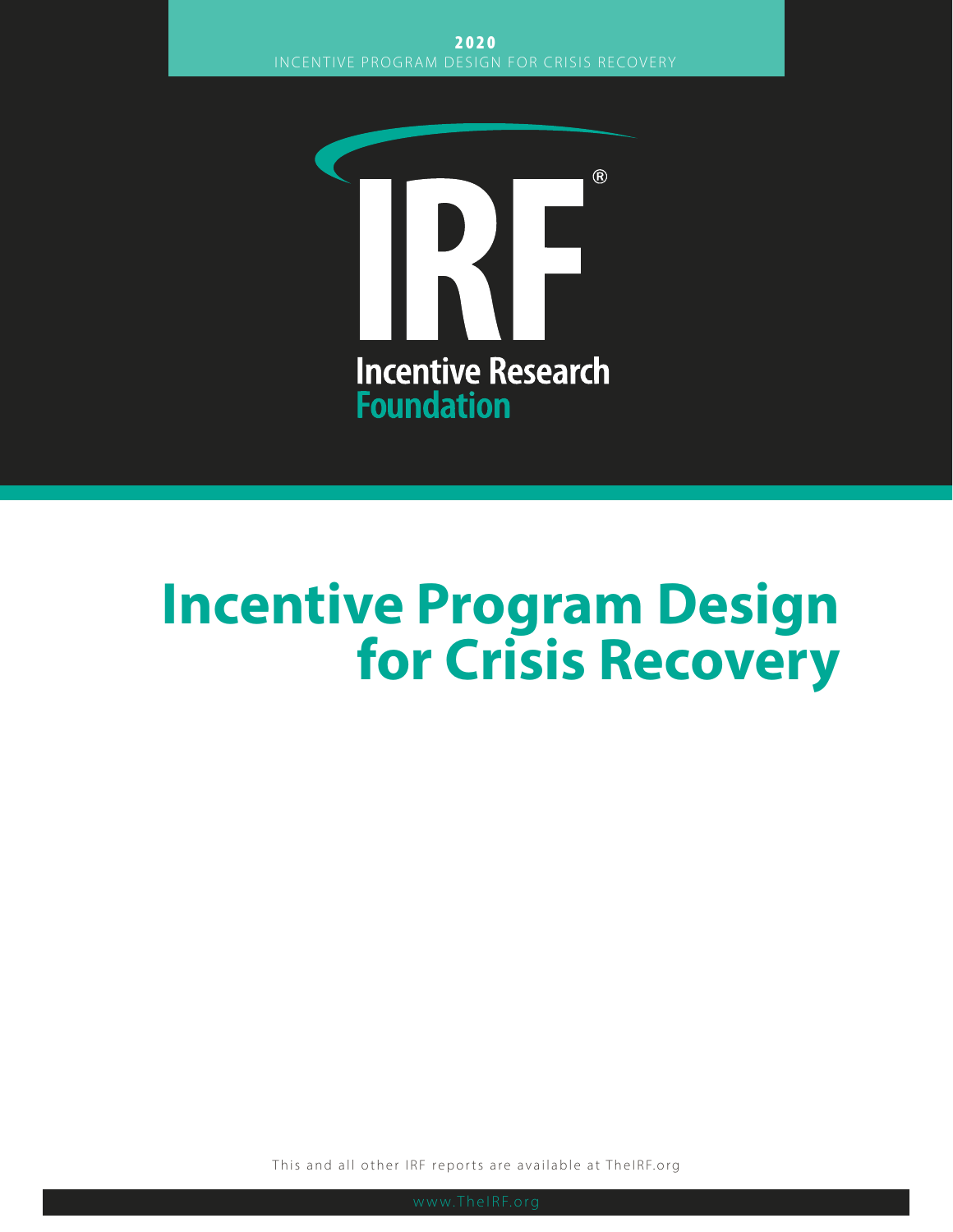**2020**
INCENTIVE PROGRAM DESIGN FOR CRISIS RECOVERY

IRF®

Incentive Research Foundation

# Incentive Program Design for Crisis Recovery

This and all other IRF reports are available at TheIRF.org

www.TheIRF.org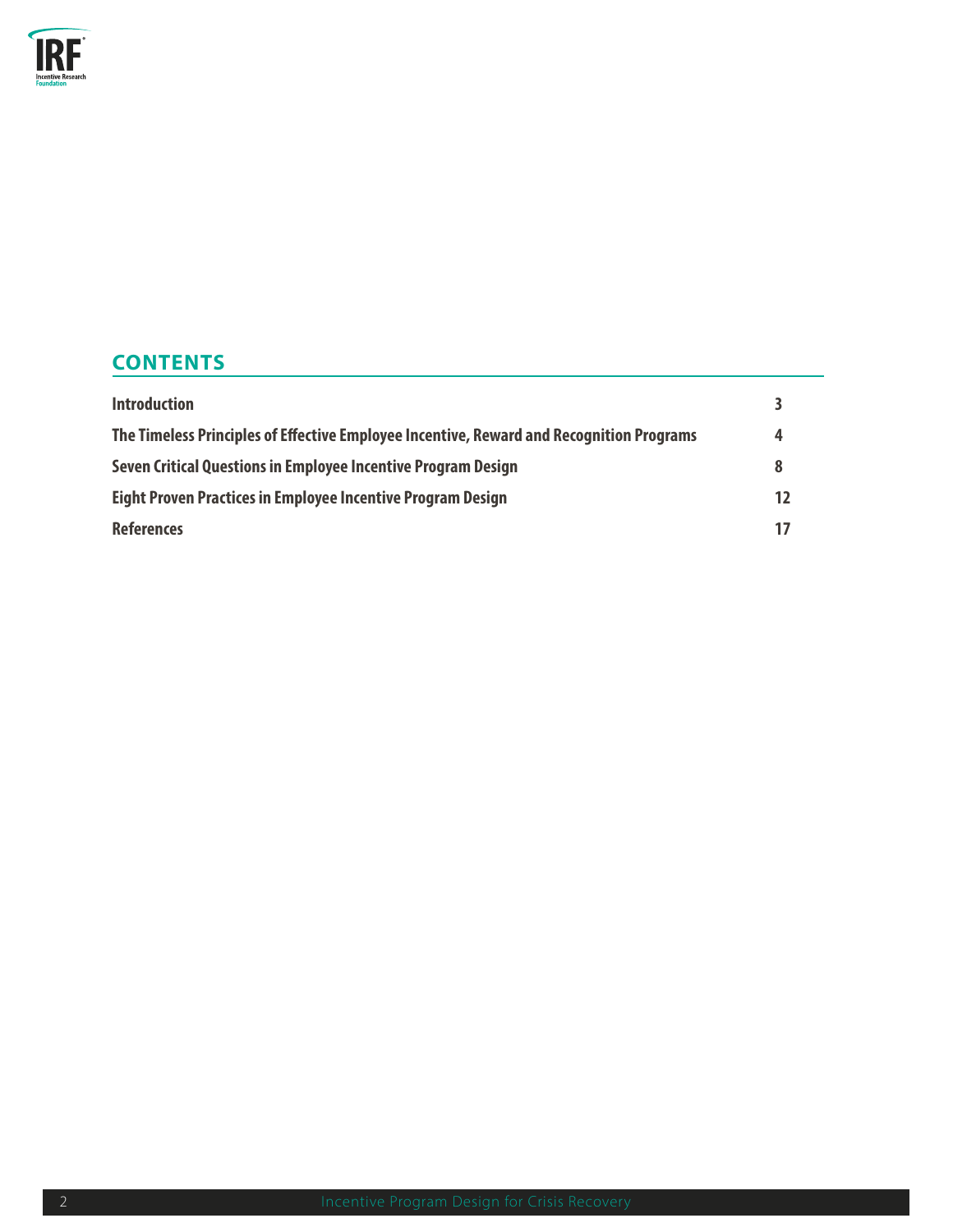## CONTENTS

| | |
|---|---|
| **Introduction** | **3** |
| **The Timeless Principles of Effective Employee Incentive, Reward and Recognition Programs** | **4** |
| **Seven Critical Questions in Employee Incentive Program Design** | **8** |
| **Eight Proven Practices in Employee Incentive Program Design** | **12** |
| **References** | **17** |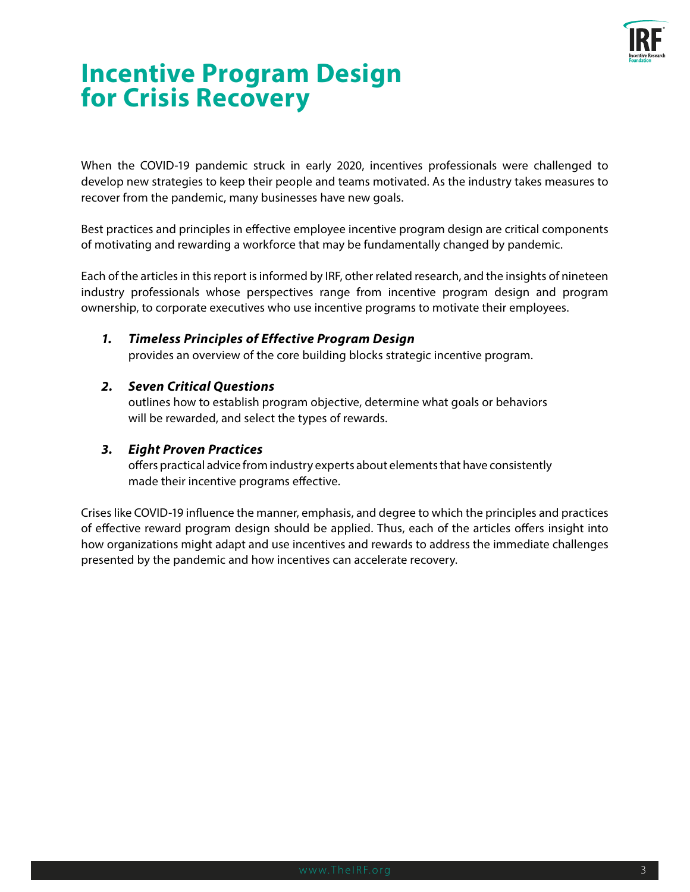# Incentive Program Design for Crisis Recovery

When the COVID-19 pandemic struck in early 2020, incentives professionals were challenged to develop new strategies to keep their people and teams motivated. As the industry takes measures to recover from the pandemic, many businesses have new goals.

Best practices and principles in effective employee incentive program design are critical components of motivating and rewarding a workforce that may be fundamentally changed by pandemic.

Each of the articles in this report is informed by IRF, other related research, and the insights of nineteen industry professionals whose perspectives range from incentive program design and program ownership, to corporate executives who use incentive programs to motivate their employees.

1. ***Timeless Principles of Effective Program Design***
   provides an overview of the core building blocks strategic incentive program.

2. ***Seven Critical Questions***
   outlines how to establish program objective, determine what goals or behaviors will be rewarded, and select the types of rewards.

3. ***Eight Proven Practices***
   offers practical advice from industry experts about elements that have consistently made their incentive programs effective.

Crises like COVID-19 influence the manner, emphasis, and degree to which the principles and practices of effective reward program design should be applied. Thus, each of the articles offers insight into how organizations might adapt and use incentives and rewards to address the immediate challenges presented by the pandemic and how incentives can accelerate recovery.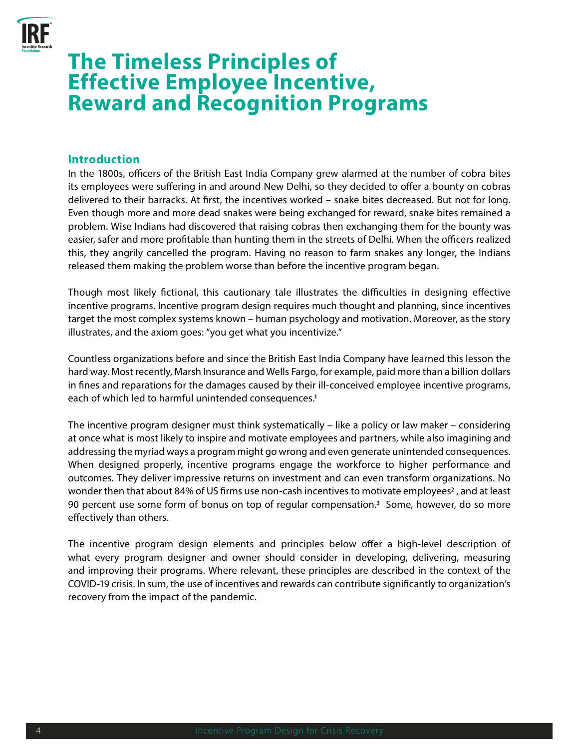# The Timeless Principles of Effective Employee Incentive, Reward and Recognition Programs

## Introduction

In the 1800s, officers of the British East India Company grew alarmed at the number of cobra bites its employees were suffering in and around New Delhi, so they decided to offer a bounty on cobras delivered to their barracks. At first, the incentives worked – snake bites decreased. But not for long. Even though more and more dead snakes were being exchanged for reward, snake bites remained a problem. Wise Indians had discovered that raising cobras then exchanging them for the bounty was easier, safer and more profitable than hunting them in the streets of Delhi. When the officers realized this, they angrily cancelled the program. Having no reason to farm snakes any longer, the Indians released them making the problem worse than before the incentive program began.

Though most likely fictional, this cautionary tale illustrates the difficulties in designing effective incentive programs. Incentive program design requires much thought and planning, since incentives target the most complex systems known – human psychology and motivation. Moreover, as the story illustrates, and the axiom goes: "you get what you incentivize."

Countless organizations before and since the British East India Company have learned this lesson the hard way. Most recently, Marsh Insurance and Wells Fargo, for example, paid more than a billion dollars in fines and reparations for the damages caused by their ill-conceived employee incentive programs, each of which led to harmful unintended consequences.[1]

The incentive program designer must think systematically – like a policy or law maker – considering at once what is most likely to inspire and motivate employees and partners, while also imagining and addressing the myriad ways a program might go wrong and even generate unintended consequences. When designed properly, incentive programs engage the workforce to higher performance and outcomes. They deliver impressive returns on investment and can even transform organizations. No wonder then that about 84% of US firms use non-cash incentives to motivate employees[2], and at least 90 percent use some form of bonus on top of regular compensation.[3] Some, however, do so more effectively than others.

The incentive program design elements and principles below offer a high-level description of what every program designer and owner should consider in developing, delivering, measuring and improving their programs. Where relevant, these principles are described in the context of the COVID-19 crisis. In sum, the use of incentives and rewards can contribute significantly to organization's recovery from the impact of the pandemic.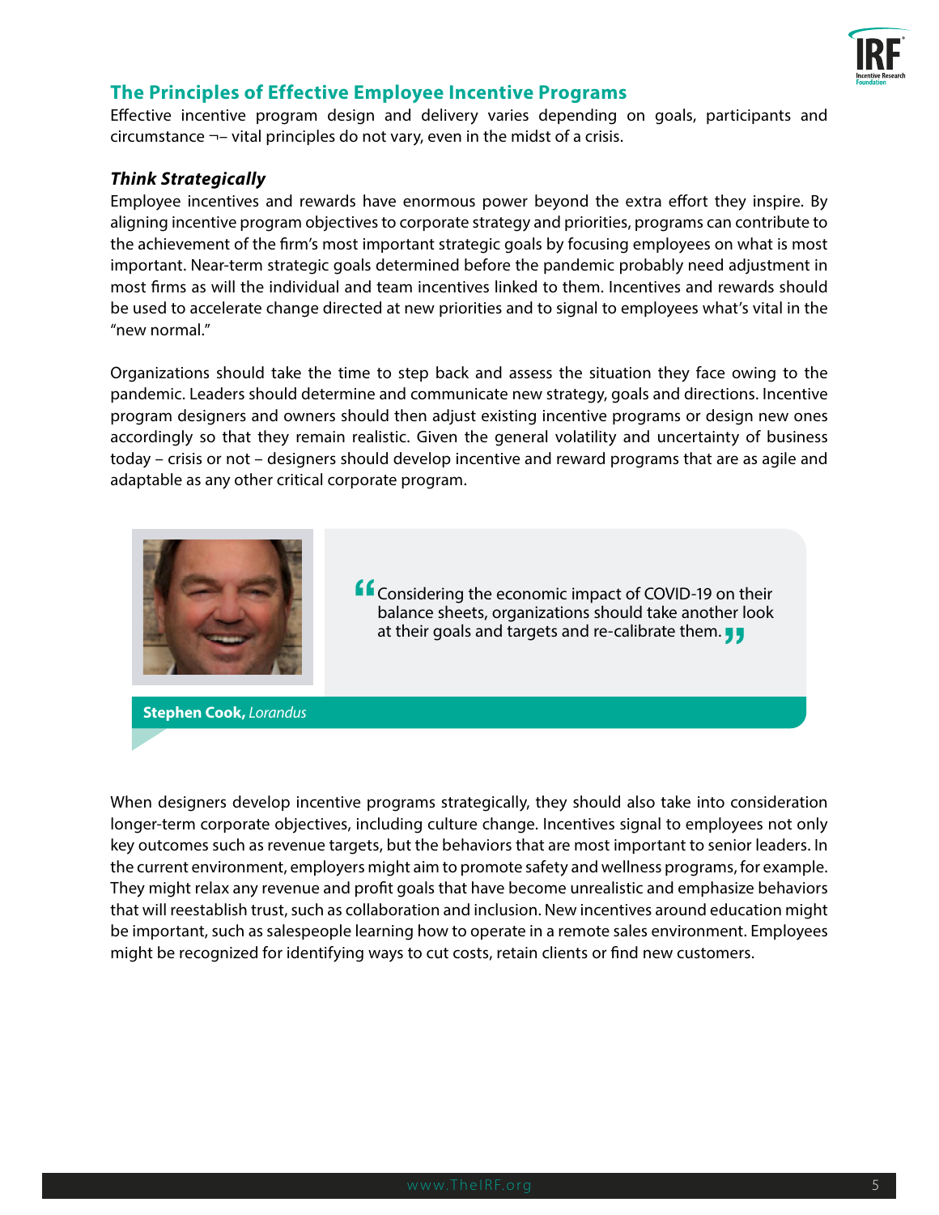## The Principles of Effective Employee Incentive Programs

Effective incentive program design and delivery varies depending on goals, participants and circumstance ¬– vital principles do not vary, even in the midst of a crisis.

### *Think Strategically*

Employee incentives and rewards have enormous power beyond the extra effort they inspire. By aligning incentive program objectives to corporate strategy and priorities, programs can contribute to the achievement of the firm's most important strategic goals by focusing employees on what is most important. Near-term strategic goals determined before the pandemic probably need adjustment in most firms as will the individual and team incentives linked to them. Incentives and rewards should be used to accelerate change directed at new priorities and to signal to employees what's vital in the "new normal."

Organizations should take the time to step back and assess the situation they face owing to the pandemic. Leaders should determine and communicate new strategy, goals and directions. Incentive program designers and owners should then adjust existing incentive programs or design new ones accordingly so that they remain realistic. Given the general volatility and uncertainty of business today – crisis or not – designers should develop incentive and reward programs that are as agile and adaptable as any other critical corporate program.

> "Considering the economic impact of COVID-19 on their balance sheets, organizations should take another look at their goals and targets and re-calibrate them."
>
> **Stephen Cook,** *Lorandus*

When designers develop incentive programs strategically, they should also take into consideration longer-term corporate objectives, including culture change. Incentives signal to employees not only key outcomes such as revenue targets, but the behaviors that are most important to senior leaders. In the current environment, employers might aim to promote safety and wellness programs, for example. They might relax any revenue and profit goals that have become unrealistic and emphasize behaviors that will reestablish trust, such as collaboration and inclusion. New incentives around education might be important, such as salespeople learning how to operate in a remote sales environment. Employees might be recognized for identifying ways to cut costs, retain clients or find new customers.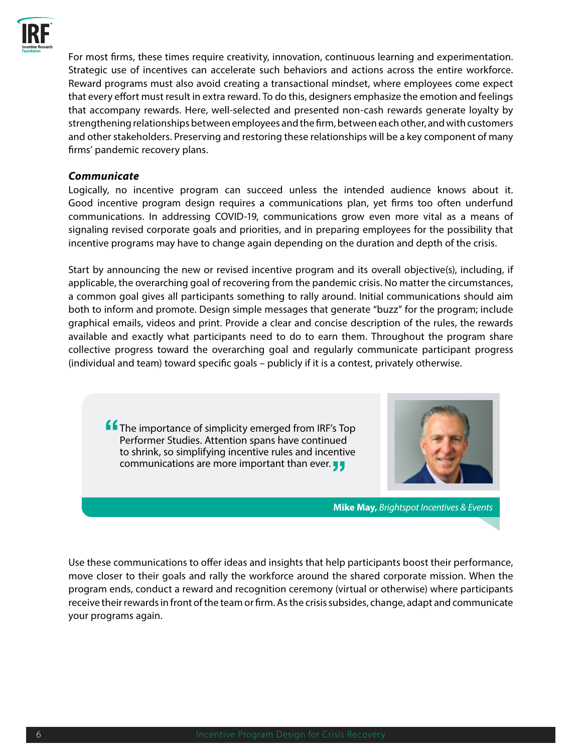For most firms, these times require creativity, innovation, continuous learning and experimentation. Strategic use of incentives can accelerate such behaviors and actions across the entire workforce. Reward programs must also avoid creating a transactional mindset, where employees come expect that every effort must result in extra reward. To do this, designers emphasize the emotion and feelings that accompany rewards. Here, well-selected and presented non-cash rewards generate loyalty by strengthening relationships between employees and the firm, between each other, and with customers and other stakeholders. Preserving and restoring these relationships will be a key component of many firms' pandemic recovery plans.

### ***Communicate***

Logically, no incentive program can succeed unless the intended audience knows about it. Good incentive program design requires a communications plan, yet firms too often underfund communications. In addressing COVID-19, communications grow even more vital as a means of signaling revised corporate goals and priorities, and in preparing employees for the possibility that incentive programs may have to change again depending on the duration and depth of the crisis.

Start by announcing the new or revised incentive program and its overall objective(s), including, if applicable, the overarching goal of recovering from the pandemic crisis. No matter the circumstances, a common goal gives all participants something to rally around. Initial communications should aim both to inform and promote. Design simple messages that generate "buzz" for the program; include graphical emails, videos and print. Provide a clear and concise description of the rules, the rewards available and exactly what participants need to do to earn them. Throughout the program share collective progress toward the overarching goal and regularly communicate participant progress (individual and team) toward specific goals – publicly if it is a contest, privately otherwise.

> "The importance of simplicity emerged from IRF's Top Performer Studies. Attention spans have continued to shrink, so simplifying incentive rules and incentive communications are more important than ever."
>
> **Mike May,** *Brightspot Incentives & Events*

Use these communications to offer ideas and insights that help participants boost their performance, move closer to their goals and rally the workforce around the shared corporate mission. When the program ends, conduct a reward and recognition ceremony (virtual or otherwise) where participants receive their rewards in front of the team or firm. As the crisis subsides, change, adapt and communicate your programs again.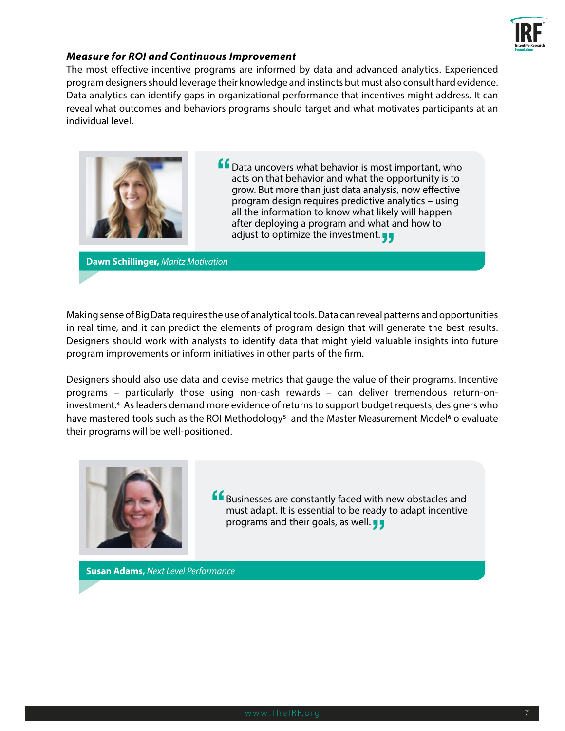### *Measure for ROI and Continuous Improvement*

The most effective incentive programs are informed by data and advanced analytics. Experienced program designers should leverage their knowledge and instincts but must also consult hard evidence. Data analytics can identify gaps in organizational performance that incentives might address. It can reveal what outcomes and behaviors programs should target and what motivates participants at an individual level.

> "Data uncovers what behavior is most important, who acts on that behavior and what the opportunity is to grow. But more than just data analysis, now effective program design requires predictive analytics – using all the information to know what likely will happen after deploying a program and what and how to adjust to optimize the investment."
>
> **Dawn Schillinger,** *Maritz Motivation*

Making sense of Big Data requires the use of analytical tools. Data can reveal patterns and opportunities in real time, and it can predict the elements of program design that will generate the best results. Designers should work with analysts to identify data that might yield valuable insights into future program improvements or inform initiatives in other parts of the firm.

Designers should also use data and devise metrics that gauge the value of their programs. Incentive programs – particularly those using non-cash rewards – can deliver tremendous return-on-investment.[4] As leaders demand more evidence of returns to support budget requests, designers who have mastered tools such as the ROI Methodology[5] and the Master Measurement Model[6] o evaluate their programs will be well-positioned.

> "Businesses are constantly faced with new obstacles and must adapt. It is essential to be ready to adapt incentive programs and their goals, as well."
>
> **Susan Adams,** *Next Level Performance*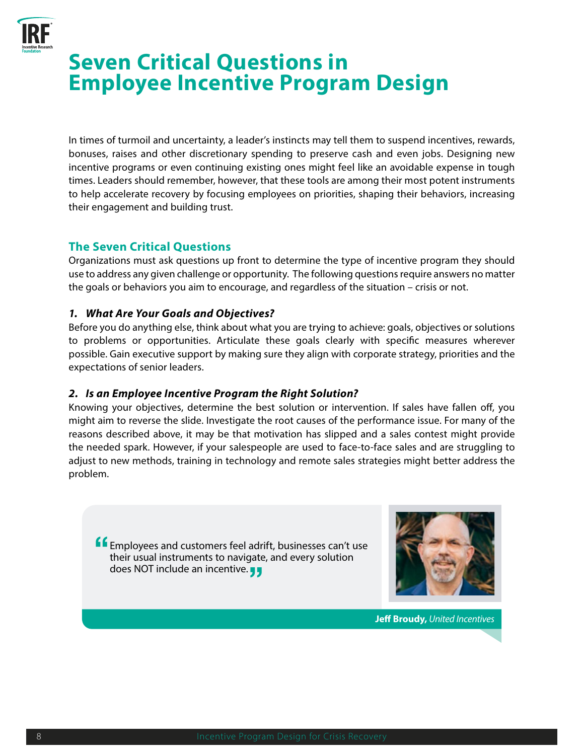# Seven Critical Questions in Employee Incentive Program Design

In times of turmoil and uncertainty, a leader's instincts may tell them to suspend incentives, rewards, bonuses, raises and other discretionary spending to preserve cash and even jobs. Designing new incentive programs or even continuing existing ones might feel like an avoidable expense in tough times. Leaders should remember, however, that these tools are among their most potent instruments to help accelerate recovery by focusing employees on priorities, shaping their behaviors, increasing their engagement and building trust.

## The Seven Critical Questions

Organizations must ask questions up front to determine the type of incentive program they should use to address any given challenge or opportunity. The following questions require answers no matter the goals or behaviors you aim to encourage, and regardless of the situation – crisis or not.

### *1. What Are Your Goals and Objectives?*

Before you do anything else, think about what you are trying to achieve: goals, objectives or solutions to problems or opportunities. Articulate these goals clearly with specific measures wherever possible. Gain executive support by making sure they align with corporate strategy, priorities and the expectations of senior leaders.

### *2. Is an Employee Incentive Program the Right Solution?*

Knowing your objectives, determine the best solution or intervention. If sales have fallen off, you might aim to reverse the slide. Investigate the root causes of the performance issue. For many of the reasons described above, it may be that motivation has slipped and a sales contest might provide the needed spark. However, if your salespeople are used to face-to-face sales and are struggling to adjust to new methods, training in technology and remote sales strategies might better address the problem.

> "Employees and customers feel adrift, businesses can't use their usual instruments to navigate, and every solution does NOT include an incentive."
>
> **Jeff Broudy,** *United Incentives*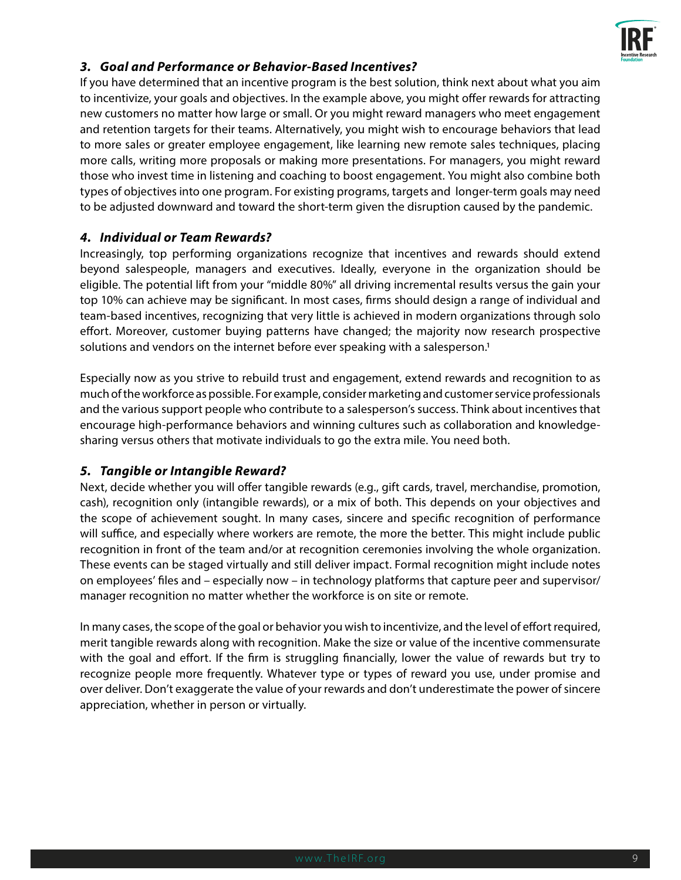### *3. Goal and Performance or Behavior-Based Incentives?*

If you have determined that an incentive program is the best solution, think next about what you aim to incentivize, your goals and objectives. In the example above, you might offer rewards for attracting new customers no matter how large or small. Or you might reward managers who meet engagement and retention targets for their teams. Alternatively, you might wish to encourage behaviors that lead to more sales or greater employee engagement, like learning new remote sales techniques, placing more calls, writing more proposals or making more presentations. For managers, you might reward those who invest time in listening and coaching to boost engagement. You might also combine both types of objectives into one program. For existing programs, targets and longer-term goals may need to be adjusted downward and toward the short-term given the disruption caused by the pandemic.

### *4. Individual or Team Rewards?*

Increasingly, top performing organizations recognize that incentives and rewards should extend beyond salespeople, managers and executives. Ideally, everyone in the organization should be eligible. The potential lift from your "middle 80%" all driving incremental results versus the gain your top 10% can achieve may be significant. In most cases, firms should design a range of individual and team-based incentives, recognizing that very little is achieved in modern organizations through solo effort. Moreover, customer buying patterns have changed; the majority now research prospective solutions and vendors on the internet before ever speaking with a salesperson.[1]

Especially now as you strive to rebuild trust and engagement, extend rewards and recognition to as much of the workforce as possible. For example, consider marketing and customer service professionals and the various support people who contribute to a salesperson's success. Think about incentives that encourage high-performance behaviors and winning cultures such as collaboration and knowledge-sharing versus others that motivate individuals to go the extra mile. You need both.

### *5. Tangible or Intangible Reward?*

Next, decide whether you will offer tangible rewards (e.g., gift cards, travel, merchandise, promotion, cash), recognition only (intangible rewards), or a mix of both. This depends on your objectives and the scope of achievement sought. In many cases, sincere and specific recognition of performance will suffice, and especially where workers are remote, the more the better. This might include public recognition in front of the team and/or at recognition ceremonies involving the whole organization. These events can be staged virtually and still deliver impact. Formal recognition might include notes on employees' files and – especially now – in technology platforms that capture peer and supervisor/manager recognition no matter whether the workforce is on site or remote.

In many cases, the scope of the goal or behavior you wish to incentivize, and the level of effort required, merit tangible rewards along with recognition. Make the size or value of the incentive commensurate with the goal and effort. If the firm is struggling financially, lower the value of rewards but try to recognize people more frequently. Whatever type or types of reward you use, under promise and over deliver. Don't exaggerate the value of your rewards and don't underestimate the power of sincere appreciation, whether in person or virtually.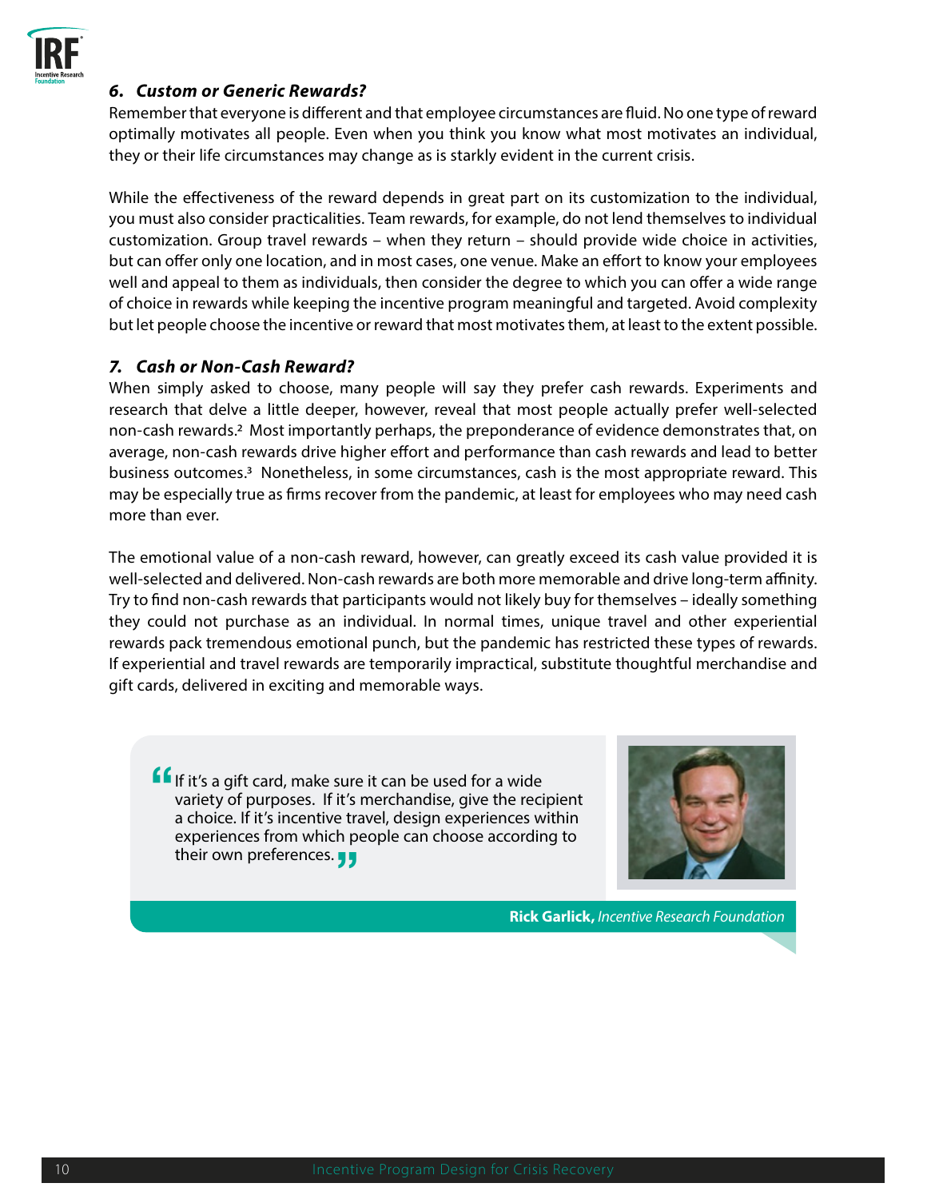### 6. Custom or Generic Rewards?

Remember that everyone is different and that employee circumstances are fluid. No one type of reward optimally motivates all people. Even when you think you know what most motivates an individual, they or their life circumstances may change as is starkly evident in the current crisis.

While the effectiveness of the reward depends in great part on its customization to the individual, you must also consider practicalities. Team rewards, for example, do not lend themselves to individual customization. Group travel rewards – when they return – should provide wide choice in activities, but can offer only one location, and in most cases, one venue. Make an effort to know your employees well and appeal to them as individuals, then consider the degree to which you can offer a wide range of choice in rewards while keeping the incentive program meaningful and targeted. Avoid complexity but let people choose the incentive or reward that most motivates them, at least to the extent possible.

### 7. Cash or Non-Cash Reward?

When simply asked to choose, many people will say they prefer cash rewards. Experiments and research that delve a little deeper, however, reveal that most people actually prefer well-selected non-cash rewards.[2] Most importantly perhaps, the preponderance of evidence demonstrates that, on average, non-cash rewards drive higher effort and performance than cash rewards and lead to better business outcomes.[3] Nonetheless, in some circumstances, cash is the most appropriate reward. This may be especially true as firms recover from the pandemic, at least for employees who may need cash more than ever.

The emotional value of a non-cash reward, however, can greatly exceed its cash value provided it is well-selected and delivered. Non-cash rewards are both more memorable and drive long-term affinity. Try to find non-cash rewards that participants would not likely buy for themselves – ideally something they could not purchase as an individual. In normal times, unique travel and other experiential rewards pack tremendous emotional punch, but the pandemic has restricted these types of rewards. If experiential and travel rewards are temporarily impractical, substitute thoughtful merchandise and gift cards, delivered in exciting and memorable ways.

> "If it's a gift card, make sure it can be used for a wide variety of purposes. If it's merchandise, give the recipient a choice. If it's incentive travel, design experiences within experiences from which people can choose according to their own preferences."
>
> **Rick Garlick,** *Incentive Research Foundation*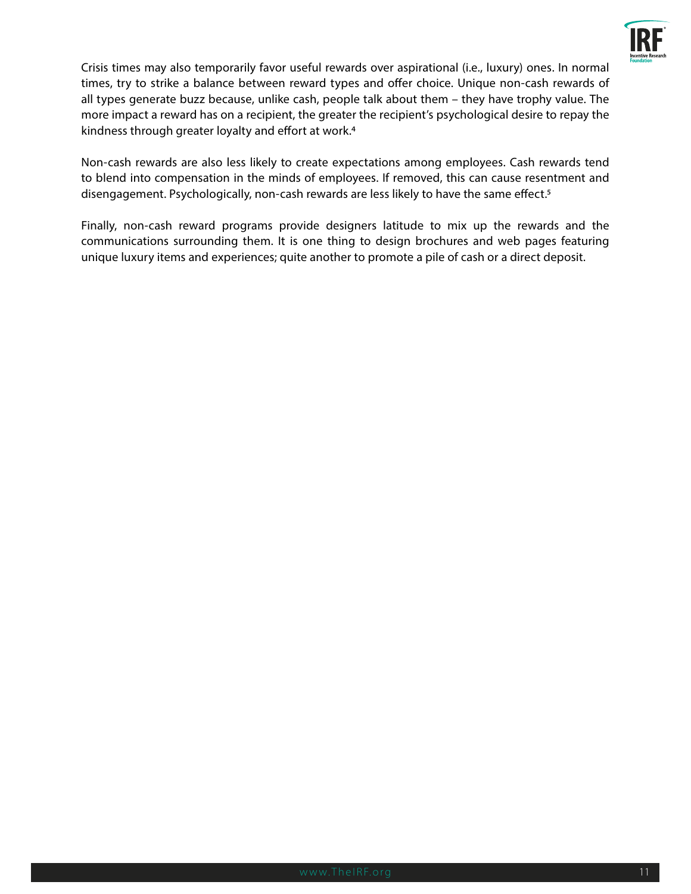Crisis times may also temporarily favor useful rewards over aspirational (i.e., luxury) ones. In normal times, try to strike a balance between reward types and offer choice. Unique non-cash rewards of all types generate buzz because, unlike cash, people talk about them – they have trophy value. The more impact a reward has on a recipient, the greater the recipient's psychological desire to repay the kindness through greater loyalty and effort at work.[4]

Non-cash rewards are also less likely to create expectations among employees. Cash rewards tend to blend into compensation in the minds of employees. If removed, this can cause resentment and disengagement. Psychologically, non-cash rewards are less likely to have the same effect.[5]

Finally, non-cash reward programs provide designers latitude to mix up the rewards and the communications surrounding them. It is one thing to design brochures and web pages featuring unique luxury items and experiences; quite another to promote a pile of cash or a direct deposit.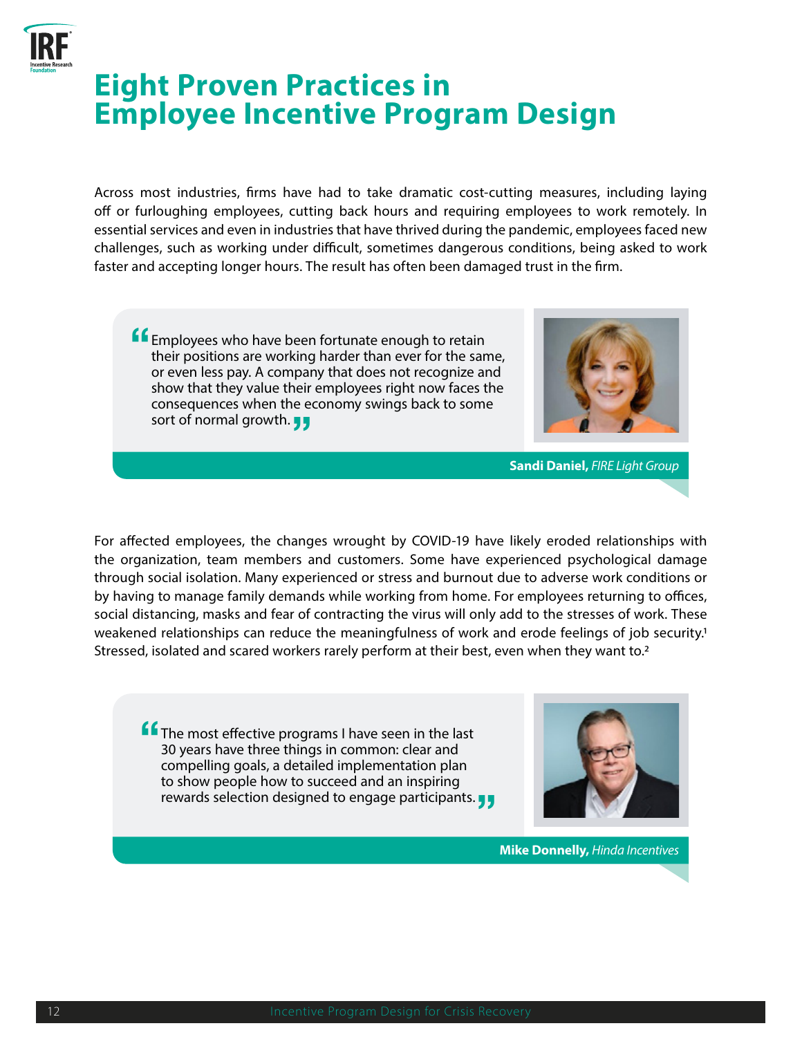# Eight Proven Practices in Employee Incentive Program Design

Across most industries, firms have had to take dramatic cost-cutting measures, including laying off or furloughing employees, cutting back hours and requiring employees to work remotely. In essential services and even in industries that have thrived during the pandemic, employees faced new challenges, such as working under difficult, sometimes dangerous conditions, being asked to work faster and accepting longer hours. The result has often been damaged trust in the firm.

> "Employees who have been fortunate enough to retain their positions are working harder than ever for the same, or even less pay. A company that does not recognize and show that they value their employees right now faces the consequences when the economy swings back to some sort of normal growth."
>
> **Sandi Daniel,** *FIRE Light Group*

For affected employees, the changes wrought by COVID-19 have likely eroded relationships with the organization, team members and customers. Some have experienced psychological damage through social isolation. Many experienced or stress and burnout due to adverse work conditions or by having to manage family demands while working from home. For employees returning to offices, social distancing, masks and fear of contracting the virus will only add to the stresses of work. These weakened relationships can reduce the meaningfulness of work and erode feelings of job security.[1] Stressed, isolated and scared workers rarely perform at their best, even when they want to.[2]

> "The most effective programs I have seen in the last 30 years have three things in common: clear and compelling goals, a detailed implementation plan to show people how to succeed and an inspiring rewards selection designed to engage participants."
>
> **Mike Donnelly,** *Hinda Incentives*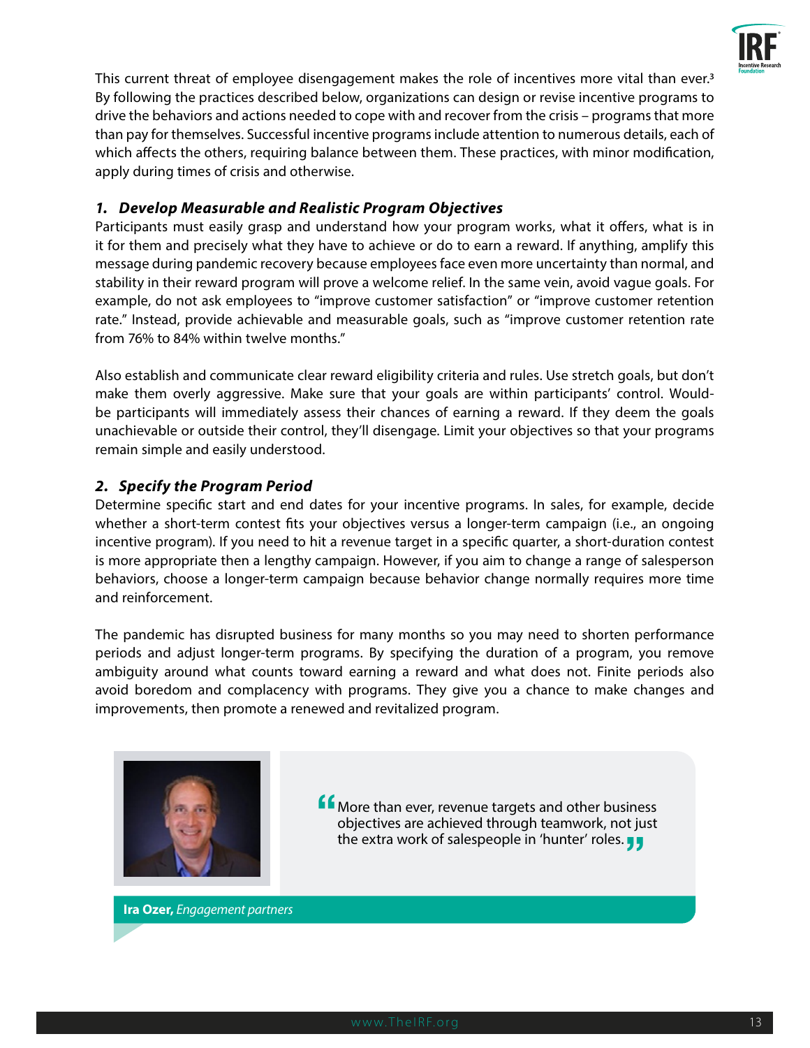This current threat of employee disengagement makes the role of incentives more vital than ever.[3] By following the practices described below, organizations can design or revise incentive programs to drive the behaviors and actions needed to cope with and recover from the crisis – programs that more than pay for themselves. Successful incentive programs include attention to numerous details, each of which affects the others, requiring balance between them. These practices, with minor modification, apply during times of crisis and otherwise.

### *1. Develop Measurable and Realistic Program Objectives*

Participants must easily grasp and understand how your program works, what it offers, what is in it for them and precisely what they have to achieve or do to earn a reward. If anything, amplify this message during pandemic recovery because employees face even more uncertainty than normal, and stability in their reward program will prove a welcome relief. In the same vein, avoid vague goals. For example, do not ask employees to "improve customer satisfaction" or "improve customer retention rate." Instead, provide achievable and measurable goals, such as "improve customer retention rate from 76% to 84% within twelve months."

Also establish and communicate clear reward eligibility criteria and rules. Use stretch goals, but don't make them overly aggressive. Make sure that your goals are within participants' control. Would-be participants will immediately assess their chances of earning a reward. If they deem the goals unachievable or outside their control, they'll disengage. Limit your objectives so that your programs remain simple and easily understood.

### *2. Specify the Program Period*

Determine specific start and end dates for your incentive programs. In sales, for example, decide whether a short-term contest fits your objectives versus a longer-term campaign (i.e., an ongoing incentive program). If you need to hit a revenue target in a specific quarter, a short-duration contest is more appropriate then a lengthy campaign. However, if you aim to change a range of salesperson behaviors, choose a longer-term campaign because behavior change normally requires more time and reinforcement.

The pandemic has disrupted business for many months so you may need to shorten performance periods and adjust longer-term programs. By specifying the duration of a program, you remove ambiguity around what counts toward earning a reward and what does not. Finite periods also avoid boredom and complacency with programs. They give you a chance to make changes and improvements, then promote a renewed and revitalized program.

> "More than ever, revenue targets and other business objectives are achieved through teamwork, not just the extra work of salespeople in 'hunter' roles."
>
> **Ira Ozer,** *Engagement partners*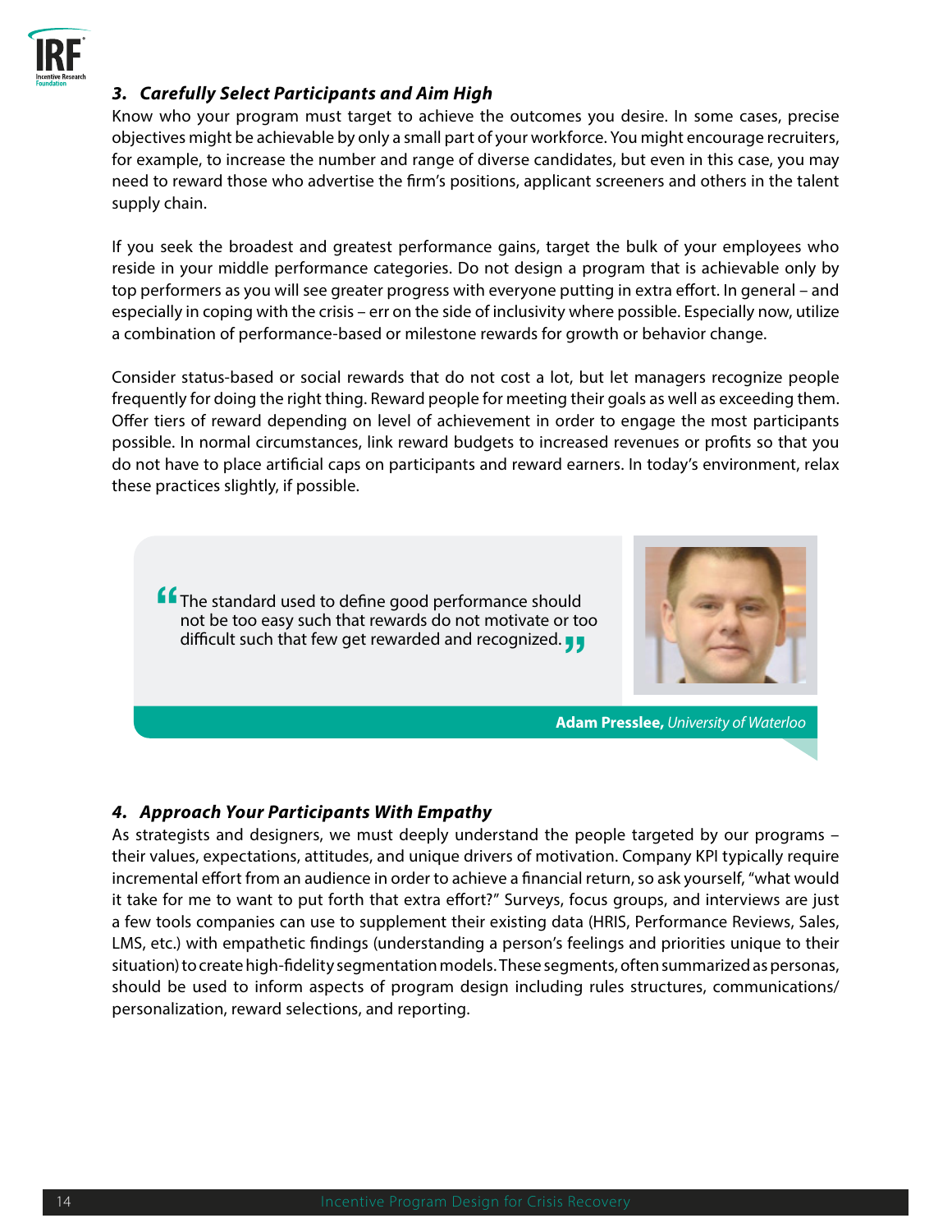### *3. Carefully Select Participants and Aim High*

Know who your program must target to achieve the outcomes you desire. In some cases, precise objectives might be achievable by only a small part of your workforce. You might encourage recruiters, for example, to increase the number and range of diverse candidates, but even in this case, you may need to reward those who advertise the firm's positions, applicant screeners and others in the talent supply chain.

If you seek the broadest and greatest performance gains, target the bulk of your employees who reside in your middle performance categories. Do not design a program that is achievable only by top performers as you will see greater progress with everyone putting in extra effort. In general – and especially in coping with the crisis – err on the side of inclusivity where possible. Especially now, utilize a combination of performance-based or milestone rewards for growth or behavior change.

Consider status-based or social rewards that do not cost a lot, but let managers recognize people frequently for doing the right thing. Reward people for meeting their goals as well as exceeding them. Offer tiers of reward depending on level of achievement in order to engage the most participants possible. In normal circumstances, link reward budgets to increased revenues or profits so that you do not have to place artificial caps on participants and reward earners. In today's environment, relax these practices slightly, if possible.

> "The standard used to define good performance should not be too easy such that rewards do not motivate or too difficult such that few get rewarded and recognized."
>
> **Adam Presslee,** *University of Waterloo*

### *4. Approach Your Participants With Empathy*

As strategists and designers, we must deeply understand the people targeted by our programs – their values, expectations, attitudes, and unique drivers of motivation. Company KPI typically require incremental effort from an audience in order to achieve a financial return, so ask yourself, "what would it take for me to want to put forth that extra effort?" Surveys, focus groups, and interviews are just a few tools companies can use to supplement their existing data (HRIS, Performance Reviews, Sales, LMS, etc.) with empathetic findings (understanding a person's feelings and priorities unique to their situation) to create high-fidelity segmentation models. These segments, often summarized as personas, should be used to inform aspects of program design including rules structures, communications/ personalization, reward selections, and reporting.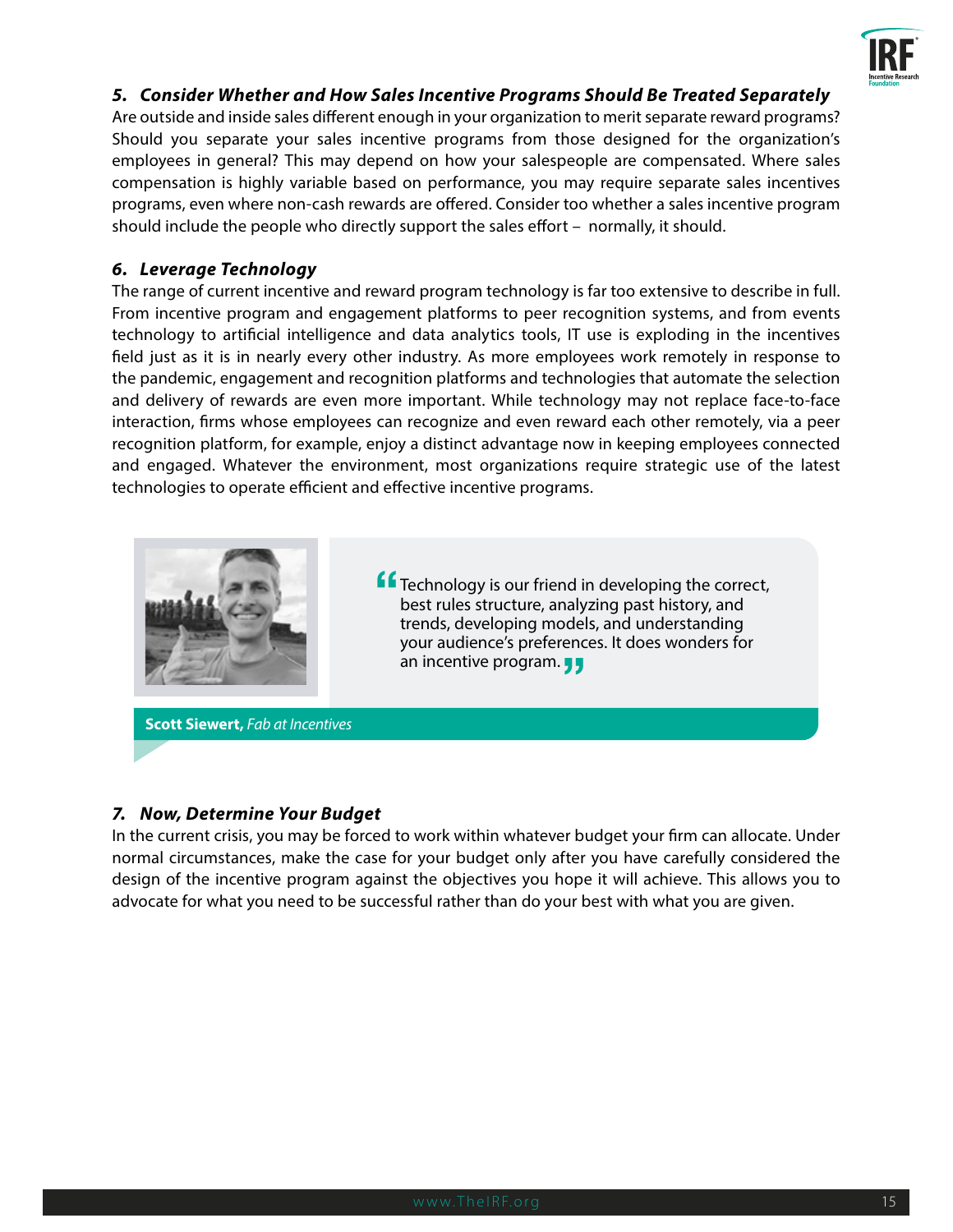### *5. Consider Whether and How Sales Incentive Programs Should Be Treated Separately*

Are outside and inside sales different enough in your organization to merit separate reward programs? Should you separate your sales incentive programs from those designed for the organization's employees in general? This may depend on how your salespeople are compensated. Where sales compensation is highly variable based on performance, you may require separate sales incentives programs, even where non-cash rewards are offered. Consider too whether a sales incentive program should include the people who directly support the sales effort – normally, it should.

### *6. Leverage Technology*

The range of current incentive and reward program technology is far too extensive to describe in full. From incentive program and engagement platforms to peer recognition systems, and from events technology to artificial intelligence and data analytics tools, IT use is exploding in the incentives field just as it is in nearly every other industry. As more employees work remotely in response to the pandemic, engagement and recognition platforms and technologies that automate the selection and delivery of rewards are even more important. While technology may not replace face-to-face interaction, firms whose employees can recognize and even reward each other remotely, via a peer recognition platform, for example, enjoy a distinct advantage now in keeping employees connected and engaged. Whatever the environment, most organizations require strategic use of the latest technologies to operate efficient and effective incentive programs.

> "Technology is our friend in developing the correct, best rules structure, analyzing past history, and trends, developing models, and understanding your audience's preferences. It does wonders for an incentive program."

**Scott Siewert,** *Fab at Incentives*

### *7. Now, Determine Your Budget*

In the current crisis, you may be forced to work within whatever budget your firm can allocate. Under normal circumstances, make the case for your budget only after you have carefully considered the design of the incentive program against the objectives you hope it will achieve. This allows you to advocate for what you need to be successful rather than do your best with what you are given.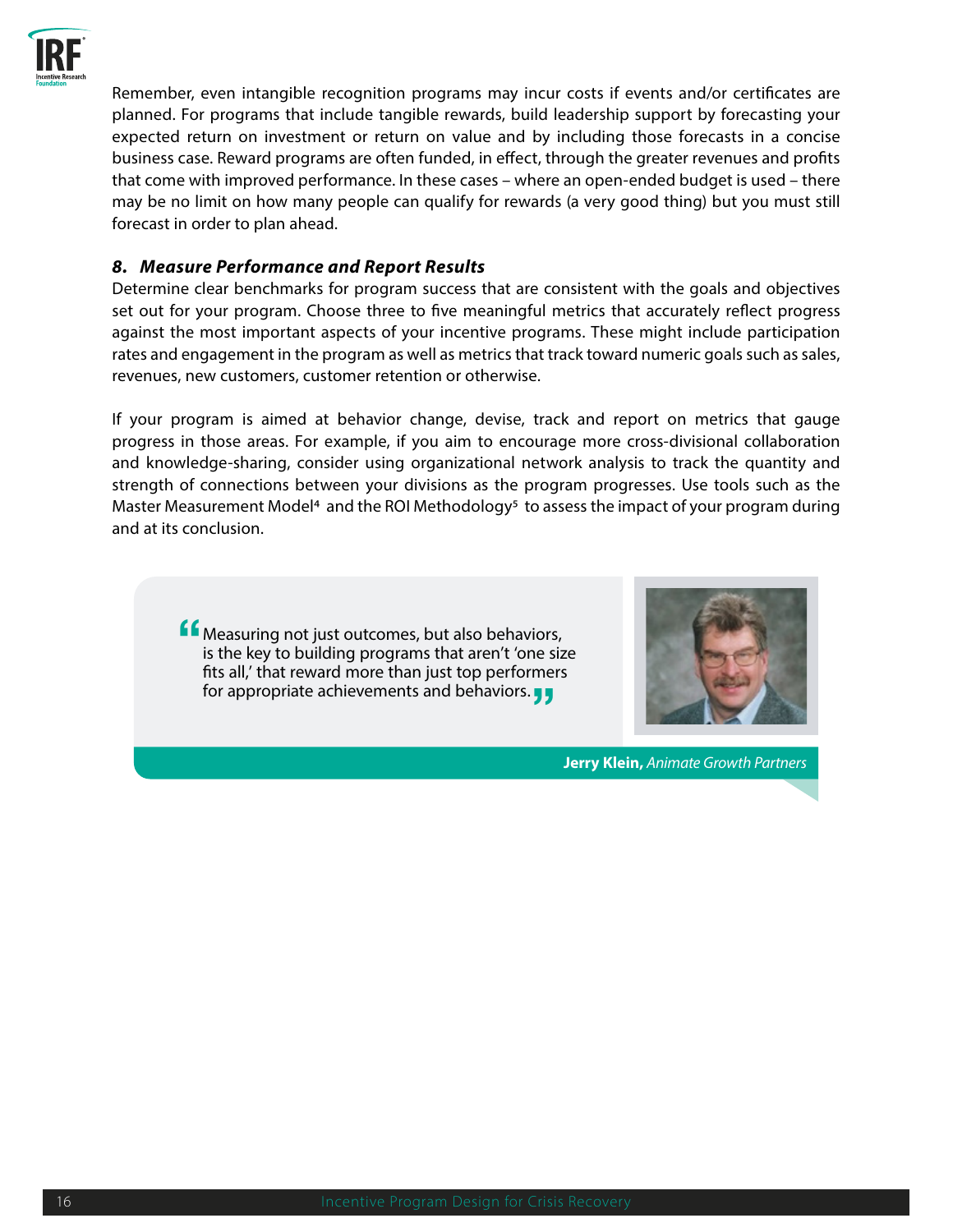Remember, even intangible recognition programs may incur costs if events and/or certificates are planned. For programs that include tangible rewards, build leadership support by forecasting your expected return on investment or return on value and by including those forecasts in a concise business case. Reward programs are often funded, in effect, through the greater revenues and profits that come with improved performance. In these cases – where an open-ended budget is used – there may be no limit on how many people can qualify for rewards (a very good thing) but you must still forecast in order to plan ahead.

### *8. Measure Performance and Report Results*

Determine clear benchmarks for program success that are consistent with the goals and objectives set out for your program. Choose three to five meaningful metrics that accurately reflect progress against the most important aspects of your incentive programs. These might include participation rates and engagement in the program as well as metrics that track toward numeric goals such as sales, revenues, new customers, customer retention or otherwise.

If your program is aimed at behavior change, devise, track and report on metrics that gauge progress in those areas. For example, if you aim to encourage more cross-divisional collaboration and knowledge-sharing, consider using organizational network analysis to track the quantity and strength of connections between your divisions as the program progresses. Use tools such as the Master Measurement Model[4] and the ROI Methodology[5] to assess the impact of your program during and at its conclusion.

> "Measuring not just outcomes, but also behaviors, is the key to building programs that aren't 'one size fits all,' that reward more than just top performers for appropriate achievements and behaviors."
>
> **Jerry Klein,** *Animate Growth Partners*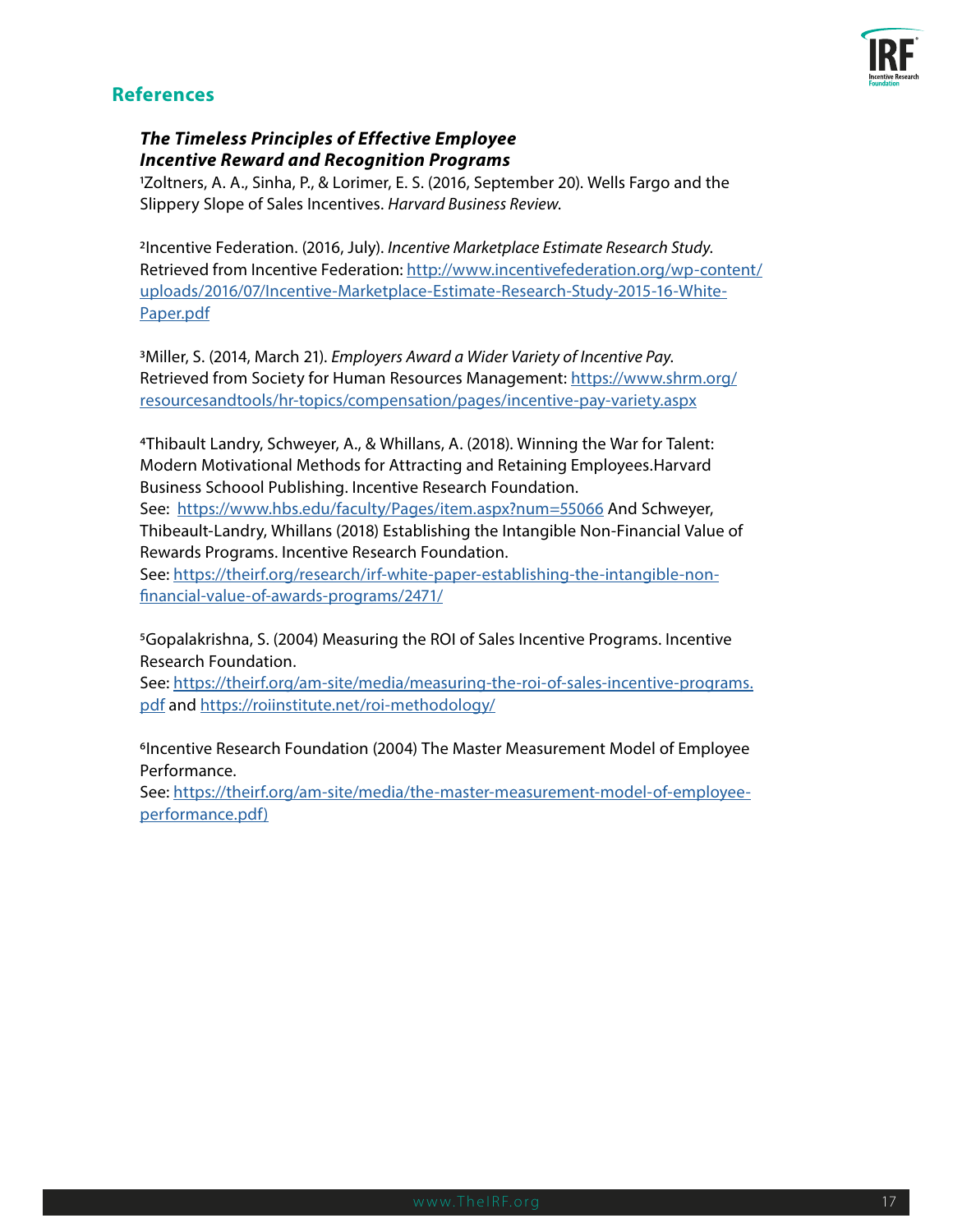## References

***The Timeless Principles of Effective Employee Incentive Reward and Recognition Programs***

[1]Zoltners, A. A., Sinha, P., & Lorimer, E. S. (2016, September 20). Wells Fargo and the Slippery Slope of Sales Incentives. *Harvard Business Review.*

[2]Incentive Federation. (2016, July). *Incentive Marketplace Estimate Research Study.* Retrieved from Incentive Federation: http://www.incentivefederation.org/wp-content/uploads/2016/07/Incentive-Marketplace-Estimate-Research-Study-2015-16-White-Paper.pdf

[3]Miller, S. (2014, March 21). *Employers Award a Wider Variety of Incentive Pay.* Retrieved from Society for Human Resources Management: https://www.shrm.org/resourcesandtools/hr-topics/compensation/pages/incentive-pay-variety.aspx

[4]Thibault Landry, Schweyer, A., & Whillans, A. (2018). Winning the War for Talent: Modern Motivational Methods for Attracting and Retaining Employees.Harvard Business Schoool Publishing. Incentive Research Foundation.
See: https://www.hbs.edu/faculty/Pages/item.aspx?num=55066 And Schweyer, Thibeault-Landry, Whillans (2018) Establishing the Intangible Non-Financial Value of Rewards Programs. Incentive Research Foundation.
See: https://theirf.org/research/irf-white-paper-establishing-the-intangible-non-financial-value-of-awards-programs/2471/

[5]Gopalakrishna, S. (2004) Measuring the ROI of Sales Incentive Programs. Incentive Research Foundation.
See: https://theirf.org/am-site/media/measuring-the-roi-of-sales-incentive-programs.pdf and https://roiinstitute.net/roi-methodology/

[6]Incentive Research Foundation (2004) The Master Measurement Model of Employee Performance.
See: https://theirf.org/am-site/media/the-master-measurement-model-of-employee-performance.pdf)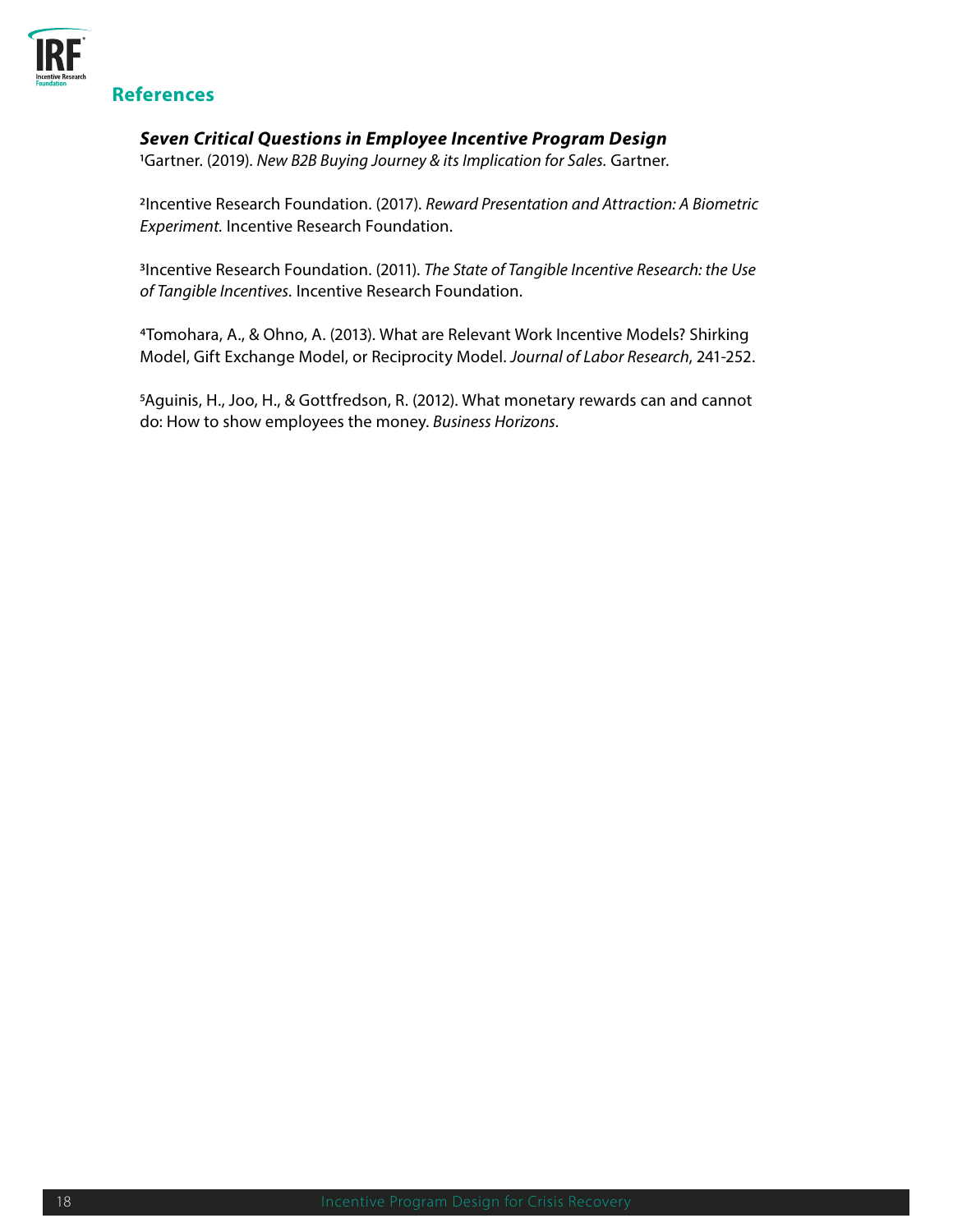## References

***Seven Critical Questions in Employee Incentive Program Design***

[1]Gartner. (2019). *New B2B Buying Journey & its Implication for Sales.* Gartner.

[2]Incentive Research Foundation. (2017). *Reward Presentation and Attraction: A Biometric Experiment.* Incentive Research Foundation.

[3]Incentive Research Foundation. (2011). *The State of Tangible Incentive Research: the Use of Tangible Incentives.* Incentive Research Foundation.

[4]Tomohara, A., & Ohno, A. (2013). What are Relevant Work Incentive Models? Shirking Model, Gift Exchange Model, or Reciprocity Model. *Journal of Labor Research*, 241-252.

[5]Aguinis, H., Joo, H., & Gottfredson, R. (2012). What monetary rewards can and cannot do: How to show employees the money. *Business Horizons*.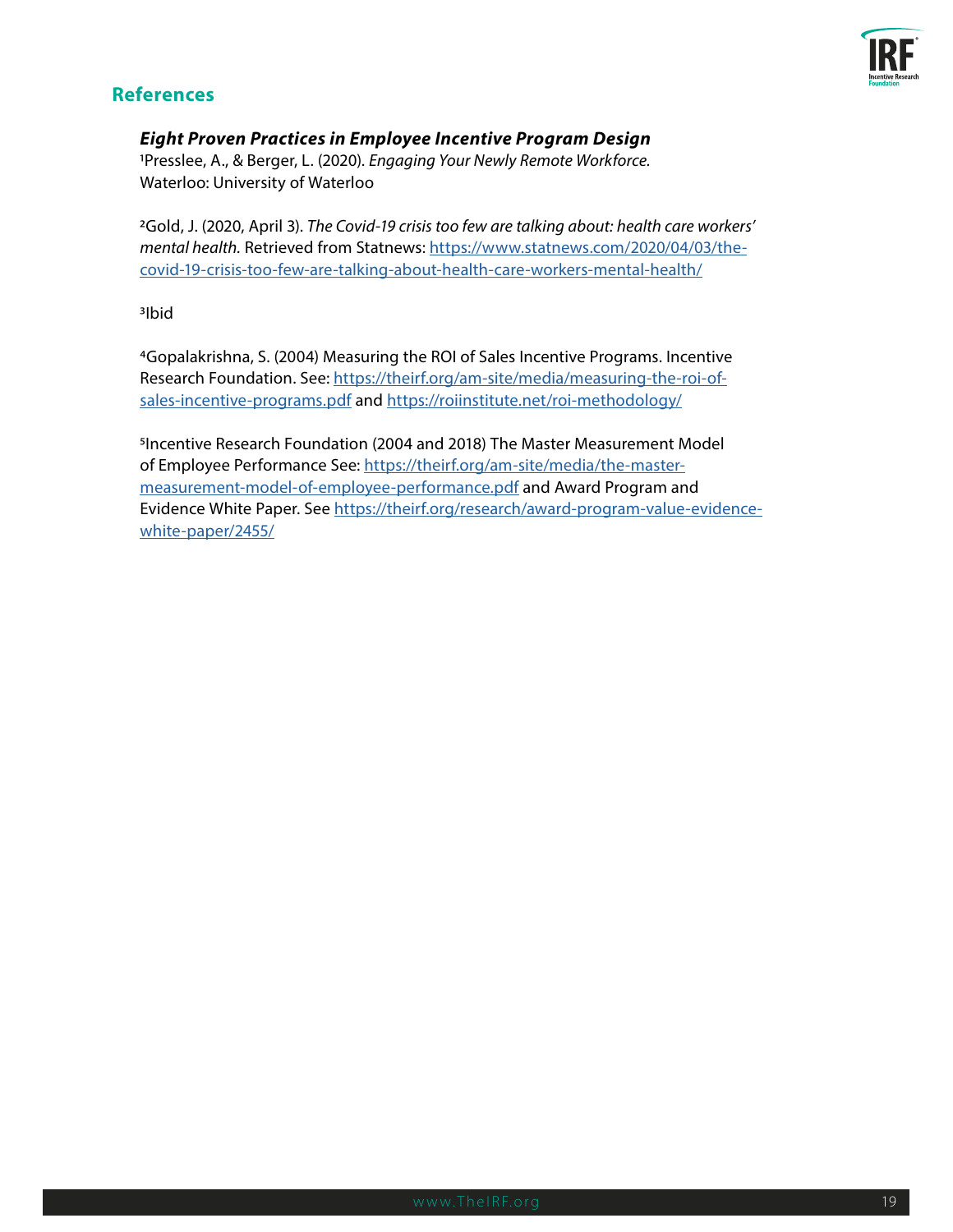## References

### *Eight Proven Practices in Employee Incentive Program Design*

[1]Presslee, A., & Berger, L. (2020). *Engaging Your Newly Remote Workforce.* Waterloo: University of Waterloo

[2]Gold, J. (2020, April 3). *The Covid-19 crisis too few are talking about: health care workers' mental health.* Retrieved from Statnews: https://www.statnews.com/2020/04/03/the-covid-19-crisis-too-few-are-talking-about-health-care-workers-mental-health/

[3]Ibid

[4]Gopalakrishna, S. (2004) Measuring the ROI of Sales Incentive Programs. Incentive Research Foundation. See: https://theirf.org/am-site/media/measuring-the-roi-of-sales-incentive-programs.pdf and https://roiinstitute.net/roi-methodology/

[5]Incentive Research Foundation (2004 and 2018) The Master Measurement Model of Employee Performance See: https://theirf.org/am-site/media/the-master-measurement-model-of-employee-performance.pdf and Award Program and Evidence White Paper. See https://theirf.org/research/award-program-value-evidence-white-paper/2455/